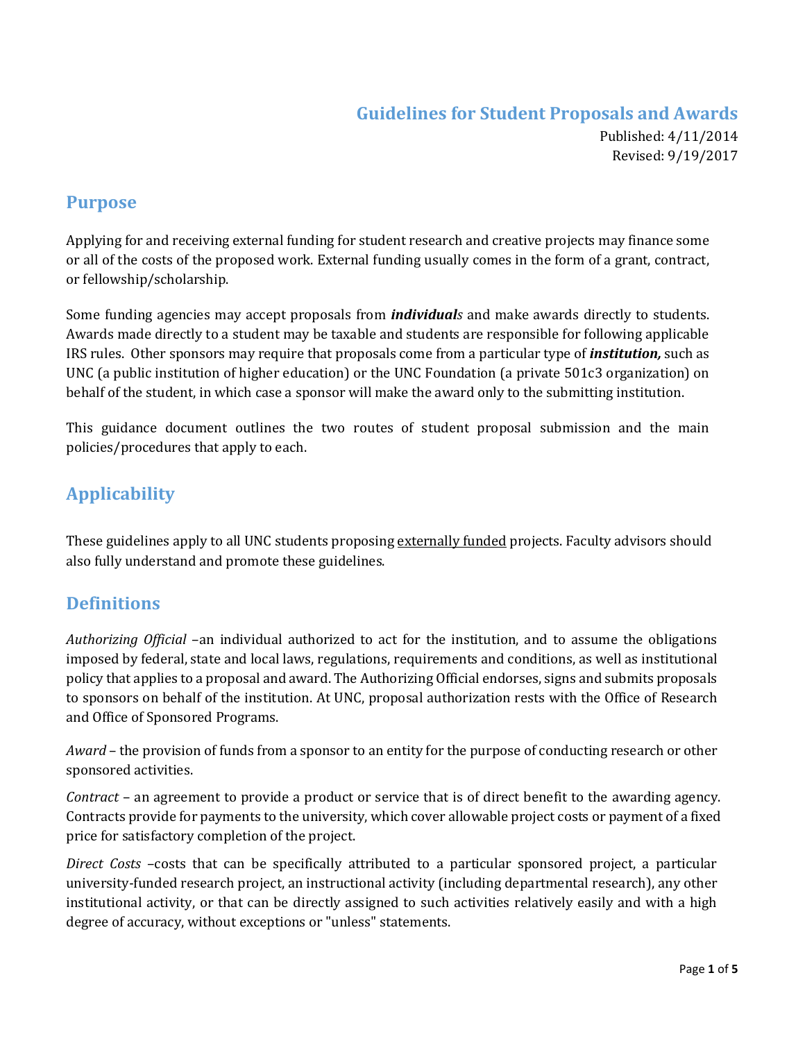# Guidelines for Student Proposals and Awards

Published: 4/11/2014
Revised: 9/19/2017

## Purpose

Applying for and receiving external funding for student research and creative projects may finance some or all of the costs of the proposed work. External funding usually comes in the form of a grant, contract, or fellowship/scholarship.

Some funding agencies may accept proposals from ***individual**s* and make awards directly to students. Awards made directly to a student may be taxable and students are responsible for following applicable IRS rules. Other sponsors may require that proposals come from a particular type of ***institution,*** such as UNC (a public institution of higher education) or the UNC Foundation (a private 501c3 organization) on behalf of the student, in which case a sponsor will make the award only to the submitting institution.

This guidance document outlines the two routes of student proposal submission and the main policies/procedures that apply to each.

## Applicability

These guidelines apply to all UNC students proposing <u>externally funded</u> projects. Faculty advisors should also fully understand and promote these guidelines.

## Definitions

*Authorizing Official* –an individual authorized to act for the institution, and to assume the obligations imposed by federal, state and local laws, regulations, requirements and conditions, as well as institutional policy that applies to a proposal and award. The Authorizing Official endorses, signs and submits proposals to sponsors on behalf of the institution. At UNC, proposal authorization rests with the Office of Research and Office of Sponsored Programs.

*Award* – the provision of funds from a sponsor to an entity for the purpose of conducting research or other sponsored activities.

*Contract* – an agreement to provide a product or service that is of direct benefit to the awarding agency. Contracts provide for payments to the university, which cover allowable project costs or payment of a fixed price for satisfactory completion of the project.

*Direct Costs* –costs that can be specifically attributed to a particular sponsored project, a particular university-funded research project, an instructional activity (including departmental research), any other institutional activity, or that can be directly assigned to such activities relatively easily and with a high degree of accuracy, without exceptions or "unless" statements.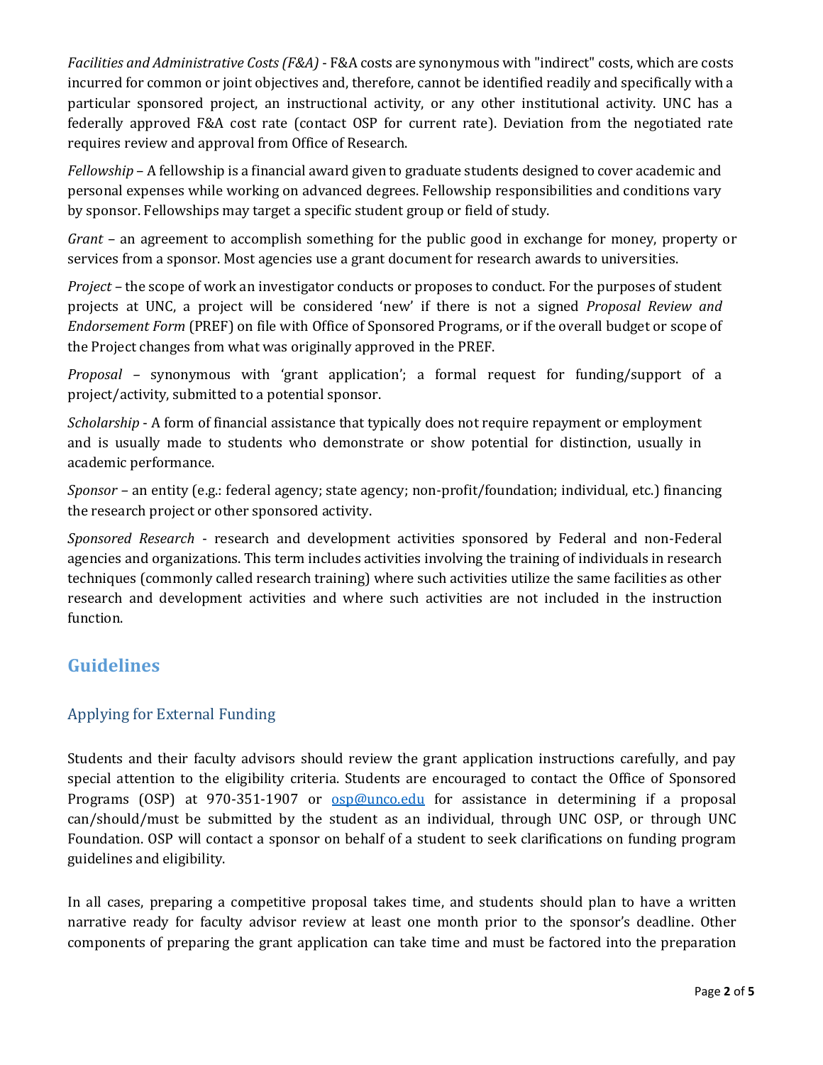*Facilities and Administrative Costs (F&A)* - F&A costs are synonymous with "indirect" costs, which are costs incurred for common or joint objectives and, therefore, cannot be identified readily and specifically with a particular sponsored project, an instructional activity, or any other institutional activity. UNC has a federally approved F&A cost rate (contact OSP for current rate). Deviation from the negotiated rate requires review and approval from Office of Research.

*Fellowship* – A fellowship is a financial award given to graduate students designed to cover academic and personal expenses while working on advanced degrees. Fellowship responsibilities and conditions vary by sponsor. Fellowships may target a specific student group or field of study.

*Grant* – an agreement to accomplish something for the public good in exchange for money, property or services from a sponsor. Most agencies use a grant document for research awards to universities.

*Project* – the scope of work an investigator conducts or proposes to conduct. For the purposes of student projects at UNC, a project will be considered 'new' if there is not a signed *Proposal Review and Endorsement Form* (PREF) on file with Office of Sponsored Programs, or if the overall budget or scope of the Project changes from what was originally approved in the PREF.

*Proposal* – synonymous with 'grant application'; a formal request for funding/support of a project/activity, submitted to a potential sponsor.

*Scholarship* - A form of financial assistance that typically does not require repayment or employment and is usually made to students who demonstrate or show potential for distinction, usually in academic performance.

*Sponsor* – an entity (e.g.: federal agency; state agency; non-profit/foundation; individual, etc.) financing the research project or other sponsored activity.

*Sponsored Research* - research and development activities sponsored by Federal and non-Federal agencies and organizations. This term includes activities involving the training of individuals in research techniques (commonly called research training) where such activities utilize the same facilities as other research and development activities and where such activities are not included in the instruction function.

## Guidelines

### Applying for External Funding

Students and their faculty advisors should review the grant application instructions carefully, and pay special attention to the eligibility criteria. Students are encouraged to contact the Office of Sponsored Programs (OSP) at 970-351-1907 or osp@unco.edu for assistance in determining if a proposal can/should/must be submitted by the student as an individual, through UNC OSP, or through UNC Foundation. OSP will contact a sponsor on behalf of a student to seek clarifications on funding program guidelines and eligibility.

In all cases, preparing a competitive proposal takes time, and students should plan to have a written narrative ready for faculty advisor review at least one month prior to the sponsor's deadline. Other components of preparing the grant application can take time and must be factored into the preparation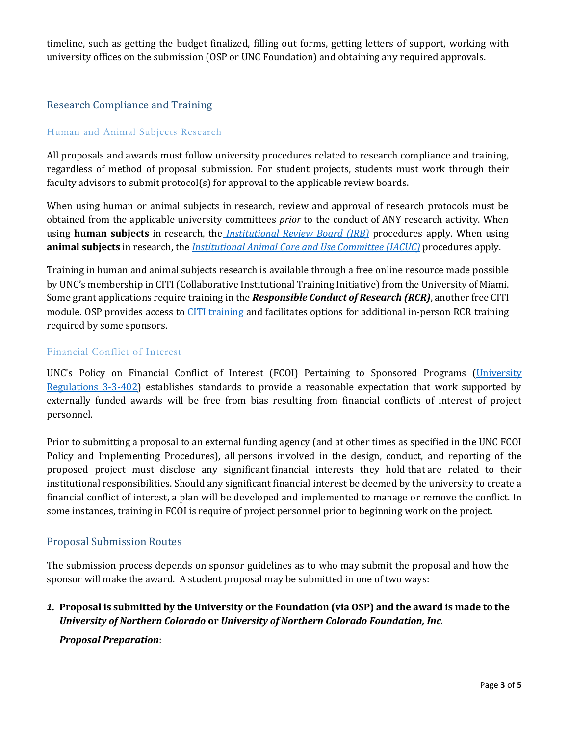timeline, such as getting the budget finalized, filling out forms, getting letters of support, working with university offices on the submission (OSP or UNC Foundation) and obtaining any required approvals.

## Research Compliance and Training

### Human and Animal Subjects Research

All proposals and awards must follow university procedures related to research compliance and training, regardless of method of proposal submission. For student projects, students must work through their faculty advisors to submit protocol(s) for approval to the applicable review boards.

When using human or animal subjects in research, review and approval of research protocols must be obtained from the applicable university committees *prior* to the conduct of ANY research activity. When using **human subjects** in research, the *Institutional Review Board (IRB)* procedures apply. When using **animal subjects** in research, the *Institutional Animal Care and Use Committee (IACUC)* procedures apply.

Training in human and animal subjects research is available through a free online resource made possible by UNC's membership in CITI (Collaborative Institutional Training Initiative) from the University of Miami. Some grant applications require training in the ***Responsible Conduct of Research (RCR)***, another free CITI module. OSP provides access to CITI training and facilitates options for additional in-person RCR training required by some sponsors.

### Financial Conflict of Interest

UNC's Policy on Financial Conflict of Interest (FCOI) Pertaining to Sponsored Programs (University Regulations 3-3-402) establishes standards to provide a reasonable expectation that work supported by externally funded awards will be free from bias resulting from financial conflicts of interest of project personnel.

Prior to submitting a proposal to an external funding agency (and at other times as specified in the UNC FCOI Policy and Implementing Procedures), all persons involved in the design, conduct, and reporting of the proposed project must disclose any significant financial interests they hold that are related to their institutional responsibilities. Should any significant financial interest be deemed by the university to create a financial conflict of interest, a plan will be developed and implemented to manage or remove the conflict. In some instances, training in FCOI is require of project personnel prior to beginning work on the project.

## Proposal Submission Routes

The submission process depends on sponsor guidelines as to who may submit the proposal and how the sponsor will make the award. A student proposal may be submitted in one of two ways:

1. **Proposal is submitted by the University or the Foundation (via OSP) and the award is made to the *University of Northern Colorado* or *University of Northern Colorado Foundation, Inc.***

   ***Proposal Preparation***: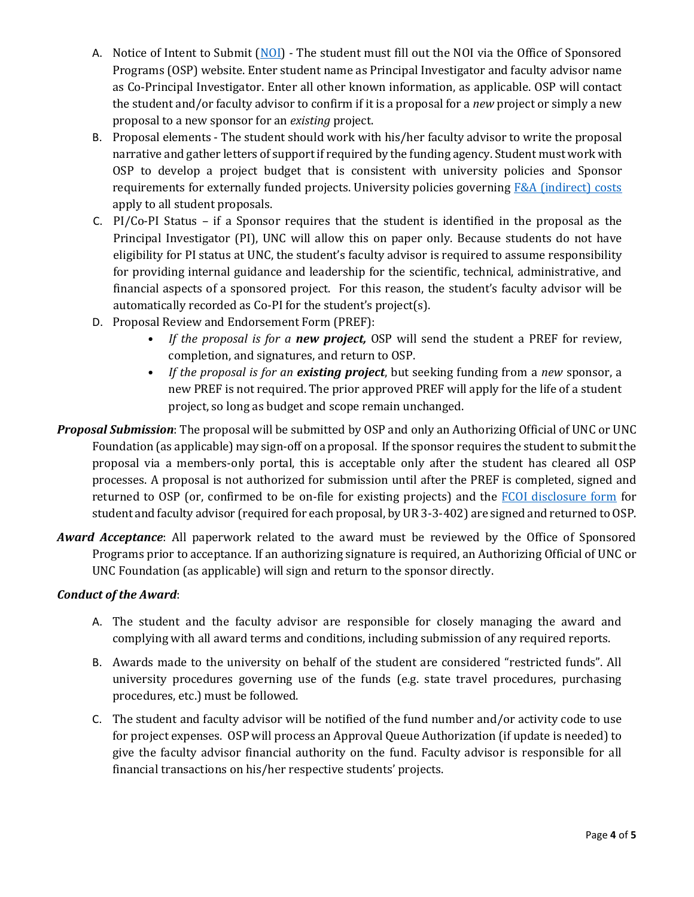A. Notice of Intent to Submit ([NOI](NOI)) - The student must fill out the NOI via the Office of Sponsored Programs (OSP) website. Enter student name as Principal Investigator and faculty advisor name as Co-Principal Investigator. Enter all other known information, as applicable. OSP will contact the student and/or faculty advisor to confirm if it is a proposal for a *new* project or simply a new proposal to a new sponsor for an *existing* project.

B. Proposal elements - The student should work with his/her faculty advisor to write the proposal narrative and gather letters of support if required by the funding agency. Student must work with OSP to develop a project budget that is consistent with university policies and Sponsor requirements for externally funded projects. University policies governing F&A (indirect) costs apply to all student proposals.

C. PI/Co-PI Status – if a Sponsor requires that the student is identified in the proposal as the Principal Investigator (PI), UNC will allow this on paper only. Because students do not have eligibility for PI status at UNC, the student's faculty advisor is required to assume responsibility for providing internal guidance and leadership for the scientific, technical, administrative, and financial aspects of a sponsored project. For this reason, the student's faculty advisor will be automatically recorded as Co-PI for the student's project(s).

D. Proposal Review and Endorsement Form (PREF):
   - *If the proposal is for a **new project,*** OSP will send the student a PREF for review, completion, and signatures, and return to OSP.
   - *If the proposal is for an **existing project***, but seeking funding from a *new* sponsor, a new PREF is not required. The prior approved PREF will apply for the life of a student project, so long as budget and scope remain unchanged.

***Proposal Submission***: The proposal will be submitted by OSP and only an Authorizing Official of UNC or UNC Foundation (as applicable) may sign-off on a proposal. If the sponsor requires the student to submit the proposal via a members-only portal, this is acceptable only after the student has cleared all OSP processes. A proposal is not authorized for submission until after the PREF is completed, signed and returned to OSP (or, confirmed to be on-file for existing projects) and the FCOI disclosure form for student and faculty advisor (required for each proposal, by UR 3-3-402) are signed and returned to OSP.

***Award Acceptance***: All paperwork related to the award must be reviewed by the Office of Sponsored Programs prior to acceptance. If an authorizing signature is required, an Authorizing Official of UNC or UNC Foundation (as applicable) will sign and return to the sponsor directly.

***Conduct of the Award***:

A. The student and the faculty advisor are responsible for closely managing the award and complying with all award terms and conditions, including submission of any required reports.

B. Awards made to the university on behalf of the student are considered "restricted funds". All university procedures governing use of the funds (e.g. state travel procedures, purchasing procedures, etc.) must be followed.

C. The student and faculty advisor will be notified of the fund number and/or activity code to use for project expenses. OSP will process an Approval Queue Authorization (if update is needed) to give the faculty advisor financial authority on the fund. Faculty advisor is responsible for all financial transactions on his/her respective students' projects.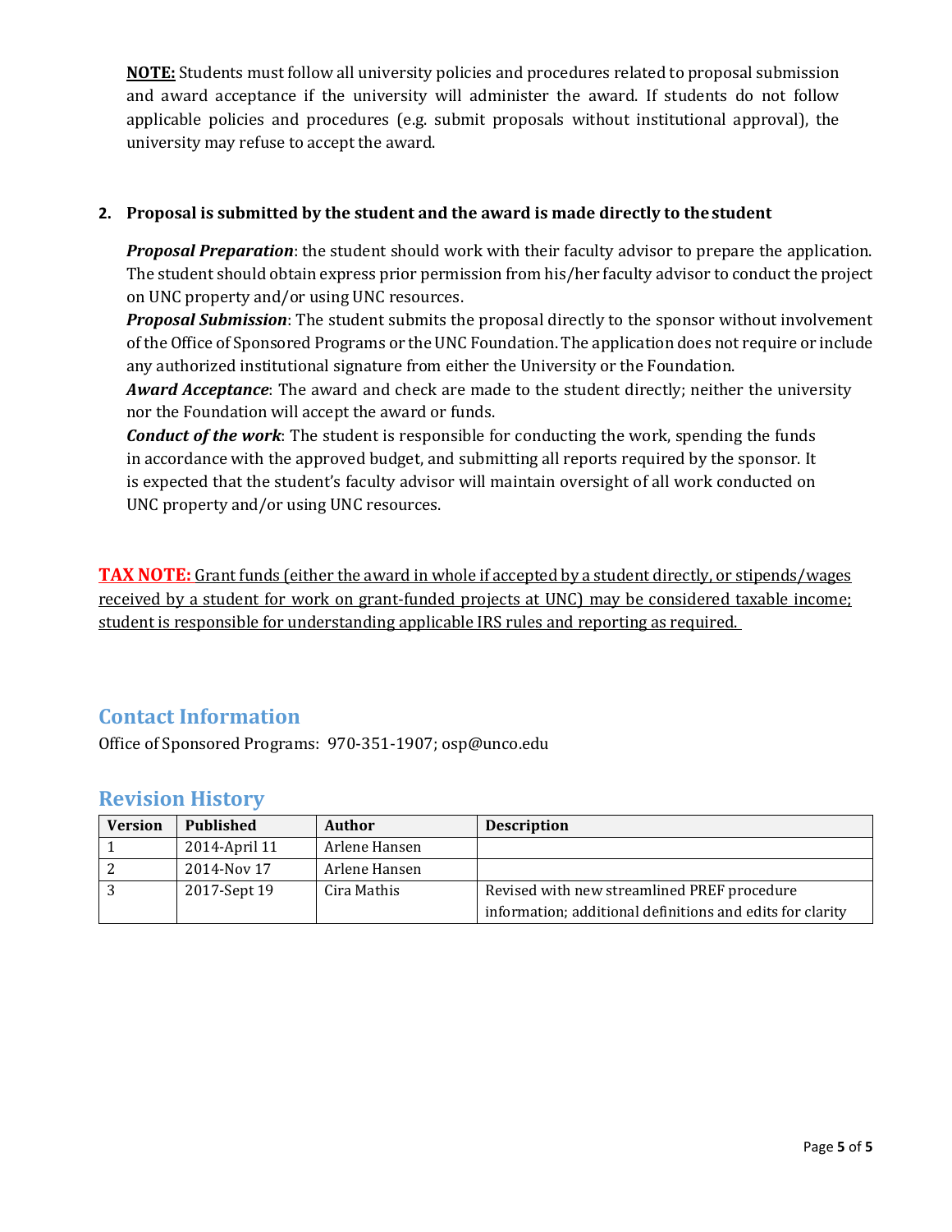**NOTE:** Students must follow all university policies and procedures related to proposal submission and award acceptance if the university will administer the award. If students do not follow applicable policies and procedures (e.g. submit proposals without institutional approval), the university may refuse to accept the award.

2. **Proposal is submitted by the student and the award is made directly to the student**

   ***Proposal Preparation***: the student should work with their faculty advisor to prepare the application. The student should obtain express prior permission from his/her faculty advisor to conduct the project on UNC property and/or using UNC resources.

   ***Proposal Submission***: The student submits the proposal directly to the sponsor without involvement of the Office of Sponsored Programs or the UNC Foundation. The application does not require or include any authorized institutional signature from either the University or the Foundation.

   ***Award Acceptance***: The award and check are made to the student directly; neither the university nor the Foundation will accept the award or funds.

   ***Conduct of the work***: The student is responsible for conducting the work, spending the funds in accordance with the approved budget, and submitting all reports required by the sponsor. It is expected that the student's faculty advisor will maintain oversight of all work conducted on UNC property and/or using UNC resources.

**TAX NOTE:** Grant funds (either the award in whole if accepted by a student directly, or stipends/wages received by a student for work on grant-funded projects at UNC) may be considered taxable income; student is responsible for understanding applicable IRS rules and reporting as required.

## Contact Information

Office of Sponsored Programs: 970-351-1907; osp@unco.edu

## Revision History

| Version | Published | Author | Description |
|---|---|---|---|
| 1 | 2014-April 11 | Arlene Hansen | |
| 2 | 2014-Nov 17 | Arlene Hansen | |
| 3 | 2017-Sept 19 | Cira Mathis | Revised with new streamlined PREF procedure information; additional definitions and edits for clarity |